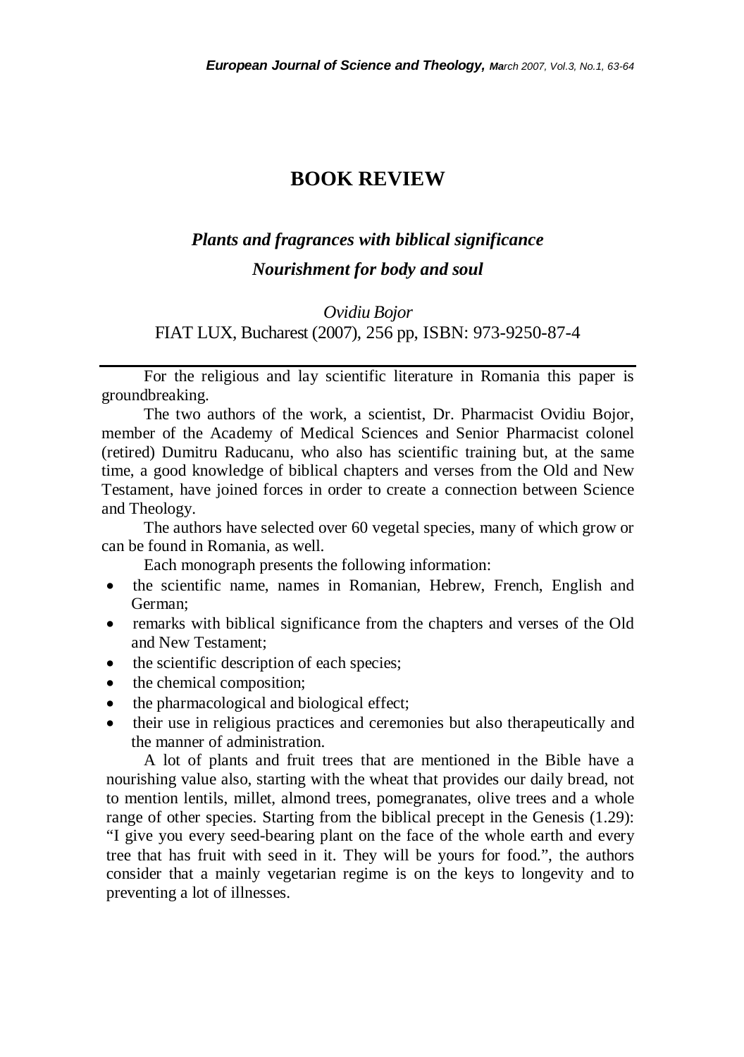# BOOK REVIEW

## *Plants and fragrances with biblical significance*
## *Nourishment for body and soul*

*Ovidiu Bojor*

FIAT LUX, Bucharest (2007), 256 pp, ISBN: 973-9250-87-4

---

For the religious and lay scientific literature in Romania this paper is groundbreaking.

The two authors of the work, a scientist, Dr. Pharmacist Ovidiu Bojor, member of the Academy of Medical Sciences and Senior Pharmacist colonel (retired) Dumitru Raducanu, who also has scientific training but, at the same time, a good knowledge of biblical chapters and verses from the Old and New Testament, have joined forces in order to create a connection between Science and Theology.

The authors have selected over 60 vegetal species, many of which grow or can be found in Romania, as well.

Each monograph presents the following information:

- the scientific name, names in Romanian, Hebrew, French, English and German;
- remarks with biblical significance from the chapters and verses of the Old and New Testament;
- the scientific description of each species;
- the chemical composition;
- the pharmacological and biological effect;
- their use in religious practices and ceremonies but also therapeutically and the manner of administration.

A lot of plants and fruit trees that are mentioned in the Bible have a nourishing value also, starting with the wheat that provides our daily bread, not to mention lentils, millet, almond trees, pomegranates, olive trees and a whole range of other species. Starting from the biblical precept in the Genesis (1.29): "I give you every seed-bearing plant on the face of the whole earth and every tree that has fruit with seed in it. They will be yours for food.", the authors consider that a mainly vegetarian regime is on the keys to longevity and to preventing a lot of illnesses.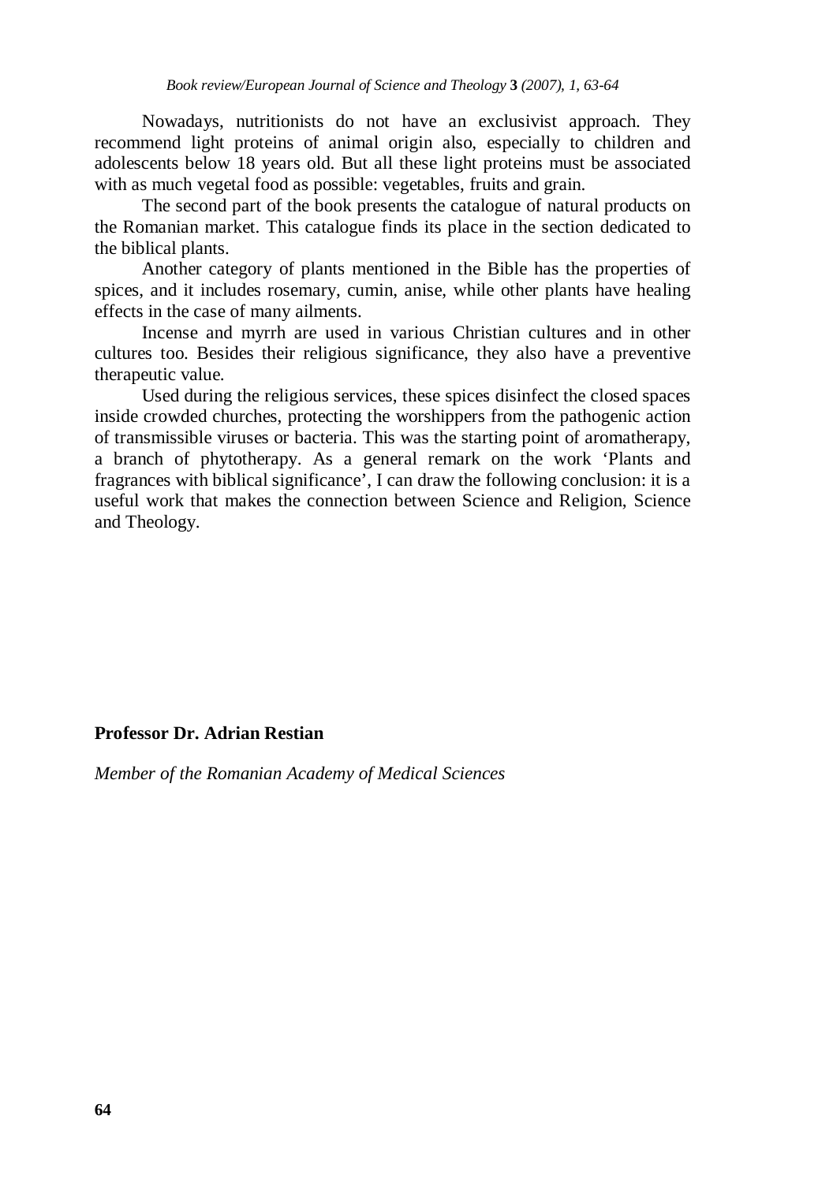Nowadays, nutritionists do not have an exclusivist approach. They recommend light proteins of animal origin also, especially to children and adolescents below 18 years old. But all these light proteins must be associated with as much vegetal food as possible: vegetables, fruits and grain.

The second part of the book presents the catalogue of natural products on the Romanian market. This catalogue finds its place in the section dedicated to the biblical plants.

Another category of plants mentioned in the Bible has the properties of spices, and it includes rosemary, cumin, anise, while other plants have healing effects in the case of many ailments.

Incense and myrrh are used in various Christian cultures and in other cultures too. Besides their religious significance, they also have a preventive therapeutic value.

Used during the religious services, these spices disinfect the closed spaces inside crowded churches, protecting the worshippers from the pathogenic action of transmissible viruses or bacteria. This was the starting point of aromatherapy, a branch of phytotherapy. As a general remark on the work 'Plants and fragrances with biblical significance', I can draw the following conclusion: it is a useful work that makes the connection between Science and Religion, Science and Theology.

**Professor Dr. Adrian Restian**

*Member of the Romanian Academy of Medical Sciences*